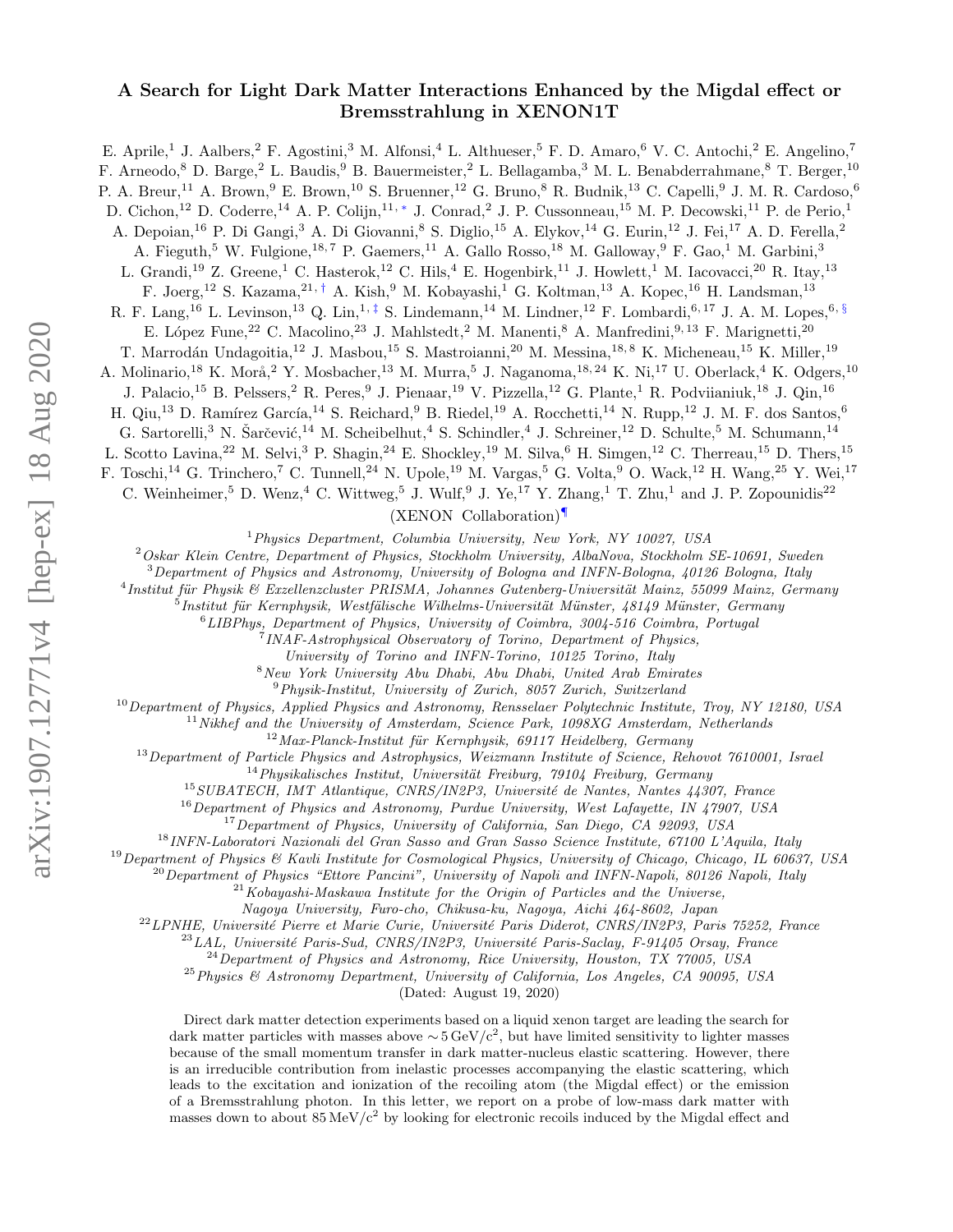# A Search for Light Dark Matter Interactions Enhanced by the Migdal effect or Bremsstrahlung in XENON1T

E. Aprile,[1] J. Aalbers,[2] F. Agostini,[3] M. Alfonsi,[4] L. Althueser,[5] F. D. Amaro,[6] V. C. Antochi,[2] E. Angelino,[7] F. Arneodo,[8] D. Barge,[2] L. Baudis,[9] B. Bauermeister,[2] L. Bellagamba,[3] M. L. Benabderrahmane,[8] T. Berger,[10] P. A. Breur,[11] A. Brown,[9] E. Brown,[10] S. Bruenner,[12] G. Bruno,[8] R. Budnik,[13] C. Capelli,[9] J. M. R. Cardoso,[6] D. Cichon,[12] D. Coderre,[14] A. P. Colijn,[11,*] J. Conrad,[2] J. P. Cussonneau,[15] M. P. Decowski,[11] P. de Perio,[1] A. Depoian,[16] P. Di Gangi,[3] A. Di Giovanni,[8] S. Diglio,[15] A. Elykov,[14] G. Eurin,[12] J. Fei,[17] A. D. Ferella,[2] A. Fieguth,[5] W. Fulgione,[18,7] P. Gaemers,[11] A. Gallo Rosso,[18] M. Galloway,[9] F. Gao,[1] M. Garbini,[3] L. Grandi,[19] Z. Greene,[1] C. Hasterok,[12] C. Hils,[4] E. Hogenbirk,[11] J. Howlett,[1] M. Iacovacci,[20] R. Itay,[13] F. Joerg,[12] S. Kazama,[21,†] A. Kish,[9] M. Kobayashi,[1] G. Koltman,[13] A. Kopec,[16] H. Landsman,[13] R. F. Lang,[16] L. Levinson,[13] Q. Lin,[1,‡] S. Lindemann,[14] M. Lindner,[12] F. Lombardi,[6,17] J. A. M. Lopes,[6,§] E. López Fune,[22] C. Macolino,[23] J. Mahlstedt,[2] M. Manenti,[8] A. Manfredini,[9,13] F. Marignetti,[20] T. Marrodán Undagoitia,[12] J. Masbou,[15] S. Mastroianni,[20] M. Messina,[18,8] K. Micheneau,[15] K. Miller,[19] A. Molinario,[18] K. Morå,[2] Y. Mosbacher,[13] M. Murra,[5] J. Naganoma,[18,24] K. Ni,[17] U. Oberlack,[4] K. Odgers,[10] J. Palacio,[15] B. Pelssers,[2] R. Peres,[9] J. Pienaar,[19] V. Pizzella,[12] G. Plante,[1] R. Podviianiuk,[18] J. Qin,[16] H. Qiu,[13] D. Ramírez García,[14] S. Reichard,[9] B. Riedel,[19] A. Rocchetti,[14] N. Rupp,[12] J. M. F. dos Santos,[6] G. Sartorelli,[3] N. Šarčević,[14] M. Scheibelhut,[4] S. Schindler,[4] J. Schreiner,[12] D. Schulte,[5] M. Schumann,[14] L. Scotto Lavina,[22] M. Selvi,[3] P. Shagin,[24] E. Shockley,[19] M. Silva,[6] H. Simgen,[12] C. Therreau,[15] D. Thers,[15] F. Toschi,[14] G. Trinchero,[7] C. Tunnell,[24] N. Upole,[19] M. Vargas,[5] G. Volta,[9] O. Wack,[12] H. Wang,[25] Y. Wei,[17] C. Weinheimer,[5] D. Wenz,[4] C. Wittweg,[5] J. Wulf,[9] J. Ye,[17] Y. Zhang,[1] T. Zhu,[1] and J. P. Zopounidis[22]

(XENON Collaboration)[¶]

[1] *Physics Department, Columbia University, New York, NY 10027, USA*
[2] *Oskar Klein Centre, Department of Physics, Stockholm University, AlbaNova, Stockholm SE-10691, Sweden*
[3] *Department of Physics and Astronomy, University of Bologna and INFN-Bologna, 40126 Bologna, Italy*
[4] *Institut für Physik & Exzellenzcluster PRISMA, Johannes Gutenberg-Universität Mainz, 55099 Mainz, Germany*
[5] *Institut für Kernphysik, Westfälische Wilhelms-Universität Münster, 48149 Münster, Germany*
[6] *LIBPhys, Department of Physics, University of Coimbra, 3004-516 Coimbra, Portugal*
[7] *INAF-Astrophysical Observatory of Torino, Department of Physics, University of Torino and INFN-Torino, 10125 Torino, Italy*
[8] *New York University Abu Dhabi, Abu Dhabi, United Arab Emirates*
[9] *Physik-Institut, University of Zurich, 8057 Zurich, Switzerland*
[10] *Department of Physics, Applied Physics and Astronomy, Rensselaer Polytechnic Institute, Troy, NY 12180, USA*
[11] *Nikhef and the University of Amsterdam, Science Park, 1098XG Amsterdam, Netherlands*
[12] *Max-Planck-Institut für Kernphysik, 69117 Heidelberg, Germany*
[13] *Department of Particle Physics and Astrophysics, Weizmann Institute of Science, Rehovot 7610001, Israel*
[14] *Physikalisches Institut, Universität Freiburg, 79104 Freiburg, Germany*
[15] *SUBATECH, IMT Atlantique, CNRS/IN2P3, Université de Nantes, Nantes 44307, France*
[16] *Department of Physics and Astronomy, Purdue University, West Lafayette, IN 47907, USA*
[17] *Department of Physics, University of California, San Diego, CA 92093, USA*
[18] *INFN-Laboratori Nazionali del Gran Sasso and Gran Sasso Science Institute, 67100 L'Aquila, Italy*
[19] *Department of Physics & Kavli Institute for Cosmological Physics, University of Chicago, Chicago, IL 60637, USA*
[20] *Department of Physics "Ettore Pancini", University of Napoli and INFN-Napoli, 80126 Napoli, Italy*
[21] *Kobayashi-Maskawa Institute for the Origin of Particles and the Universe, Nagoya University, Furo-cho, Chikusa-ku, Nagoya, Aichi 464-8602, Japan*
[22] *LPNHE, Université Pierre et Marie Curie, Université Paris Diderot, CNRS/IN2P3, Paris 75252, France*
[23] *LAL, Université Paris-Sud, CNRS/IN2P3, Université Paris-Saclay, F-91405 Orsay, France*
[24] *Department of Physics and Astronomy, Rice University, Houston, TX 77005, USA*
[25] *Physics & Astronomy Department, University of California, Los Angeles, CA 90095, USA*

(Dated: August 19, 2020)

Direct dark matter detection experiments based on a liquid xenon target are leading the search for dark matter particles with masses above $\sim 5\,\mathrm{GeV/c^2}$, but have limited sensitivity to lighter masses because of the small momentum transfer in dark matter-nucleus elastic scattering. However, there is an irreducible contribution from inelastic processes accompanying the elastic scattering, which leads to the excitation and ionization of the recoiling atom (the Migdal effect) or the emission of a Bremsstrahlung photon. In this letter, we report on a probe of low-mass dark matter with masses down to about $85\,\mathrm{MeV/c^2}$ by looking for electronic recoils induced by the Migdal effect and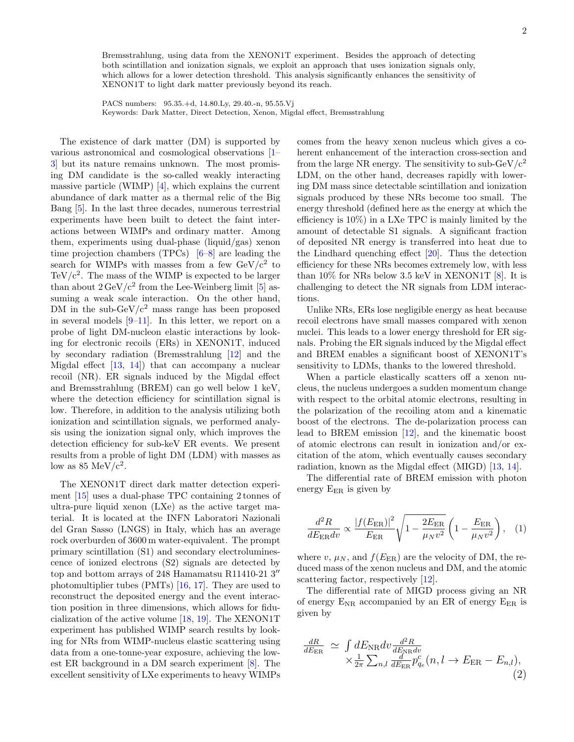Bremsstrahlung, using data from the XENON1T experiment. Besides the approach of detecting both scintillation and ionization signals, we exploit an approach that uses ionization signals only, which allows for a lower detection threshold. This analysis significantly enhances the sensitivity of XENON1T to light dark matter previously beyond its reach.

PACS numbers: 95.35.+d, 14.80.Ly, 29.40.-n, 95.55.Vj
Keywords: Dark Matter, Direct Detection, Xenon, Migdal effect, Bremsstrahlung

The existence of dark matter (DM) is supported by various astronomical and cosmological observations [1–3] but its nature remains unknown. The most promising DM candidate is the so-called weakly interacting massive particle (WIMP) [4], which explains the current abundance of dark matter as a thermal relic of the Big Bang [5]. In the last three decades, numerous terrestrial experiments have been built to detect the faint interactions between WIMPs and ordinary matter. Among them, experiments using dual-phase (liquid/gas) xenon time projection chambers (TPCs) [6–8] are leading the search for WIMPs with masses from a few GeV/c$^2$ to TeV/c$^2$. The mass of the WIMP is expected to be larger than about 2 GeV/c$^2$ from the Lee-Weinberg limit [5] assuming a weak scale interaction. On the other hand, DM in the sub-GeV/c$^2$ mass range has been proposed in several models [9–11]. In this letter, we report on a probe of light DM-nucleon elastic interactions by looking for electronic recoils (ERs) in XENON1T, induced by secondary radiation (Bremsstrahlung [12] and the Migdal effect [13, 14]) that can accompany a nuclear recoil (NR). ER signals induced by the Migdal effect and Bremsstrahlung (BREM) can go well below 1 keV, where the detection efficiency for scintillation signal is low. Therefore, in addition to the analysis utilizing both ionization and scintillation signals, we performed analysis using the ionization signal only, which improves the detection efficiency for sub-keV ER events. We present results from a probe of light DM (LDM) with masses as low as 85 MeV/c$^2$.

The XENON1T direct dark matter detection experiment [15] uses a dual-phase TPC containing 2 tonnes of ultra-pure liquid xenon (LXe) as the active target material. It is located at the INFN Laboratori Nazionali del Gran Sasso (LNGS) in Italy, which has an average rock overburden of 3600 m water-equivalent. The prompt primary scintillation (S1) and secondary electroluminescence of ionized electrons (S2) signals are detected by top and bottom arrays of 248 Hamamatsu R11410-21 3″ photomultiplier tubes (PMTs) [16, 17]. They are used to reconstruct the deposited energy and the event interaction position in three dimensions, which allows for fiducialization of the active volume [18, 19]. The XENON1T experiment has published WIMP search results by looking for NRs from WIMP-nucleus elastic scattering using data from a one-tonne-year exposure, achieving the lowest ER background in a DM search experiment [8]. The excellent sensitivity of LXe experiments to heavy WIMPs comes from the heavy xenon nucleus which gives a coherent enhancement of the interaction cross-section and from the large NR energy. The sensitivity to sub-GeV/c$^2$ LDM, on the other hand, decreases rapidly with lowering DM mass since detectable scintillation and ionization signals produced by these NRs become too small. The energy threshold (defined here as the energy at which the efficiency is 10%) in a LXe TPC is mainly limited by the amount of detectable S1 signals. A significant fraction of deposited NR energy is transferred into heat due to the Lindhard quenching effect [20]. Thus the detection efficiency for these NRs becomes extremely low, with less than 10% for NRs below 3.5 keV in XENON1T [8]. It is challenging to detect the NR signals from LDM interactions.

Unlike NRs, ERs lose negligible energy as heat because recoil electrons have small masses compared with xenon nuclei. This leads to a lower energy threshold for ER signals. Probing the ER signals induced by the Migdal effect and BREM enables a significant boost of XENON1T's sensitivity to LDMs, thanks to the lowered threshold.

When a particle elastically scatters off a xenon nucleus, the nucleus undergoes a sudden momentum change with respect to the orbital atomic electrons, resulting in the polarization of the recoiling atom and a kinematic boost of the electrons. The de-polarization process can lead to BREM emission [12], and the kinematic boost of atomic electrons can result in ionization and/or excitation of the atom, which eventually causes secondary radiation, known as the Migdal effect (MIGD) [13, 14].

The differential rate of BREM emission with photon energy $E_{\rm ER}$ is given by

$$\frac{d^2R}{dE_{\rm ER}dv} \propto \frac{|f(E_{\rm ER})|^2}{E_{\rm ER}}\sqrt{1-\frac{2E_{\rm ER}}{\mu_N v^2}}\left(1-\frac{E_{\rm ER}}{\mu_N v^2}\right), \quad (1)$$

where $v$, $\mu_N$, and $f(E_{\rm ER})$ are the velocity of DM, the reduced mass of the xenon nucleus and DM, and the atomic scattering factor, respectively [12].

The differential rate of MIGD process giving an NR of energy $E_{\rm NR}$ accompanied by an ER of energy $E_{\rm ER}$ is given by

$$\frac{dR}{dE_{\rm ER}} \simeq \int dE_{\rm NR}dv\frac{d^2R}{dE_{\rm NR}dv} \times\frac{1}{2\pi}\sum_{n,l}\frac{d}{dE_{\rm ER}}p^c_{q_e}(n,l\rightarrow E_{\rm ER}-E_{n,l}), \quad (2)$$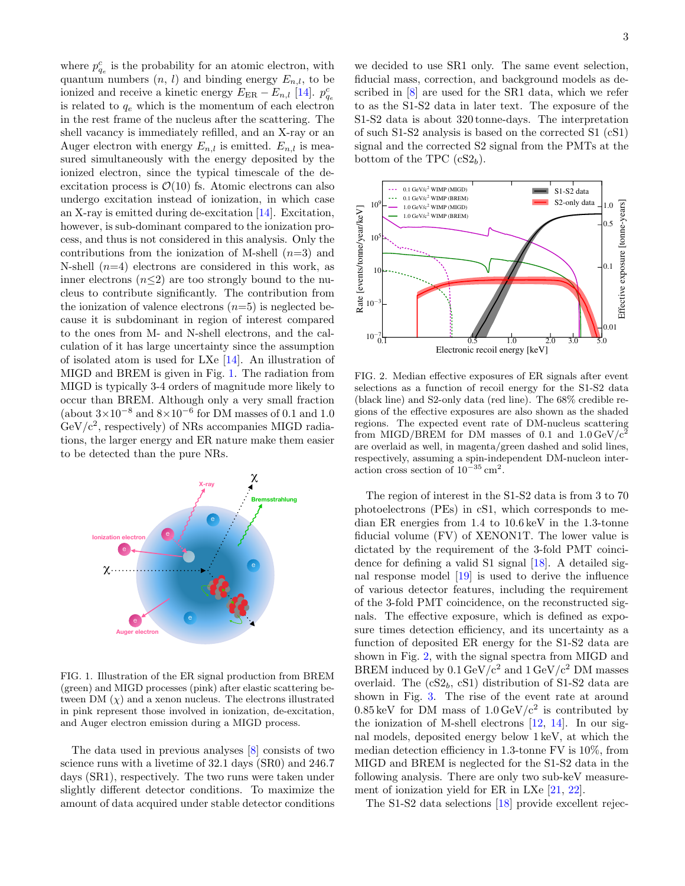where $p^c_{q_e}$ is the probability for an atomic electron, with quantum numbers ($n$, $l$) and binding energy $E_{n,l}$, to be ionized and receive a kinetic energy $E_{\rm ER} - E_{n,l}$ [14]. $p^c_{q_e}$ is related to $q_e$ which is the momentum of each electron in the rest frame of the nucleus after the scattering. The shell vacancy is immediately refilled, and an X-ray or an Auger electron with energy $E_{n,l}$ is emitted. $E_{n,l}$ is measured simultaneously with the energy deposited by the ionized electron, since the typical timescale of the de-excitation process is $\mathcal{O}(10)$ fs. Atomic electrons can also undergo excitation instead of ionization, in which case an X-ray is emitted during de-excitation [14]. Excitation, however, is sub-dominant compared to the ionization process, and thus is not considered in this analysis. Only the contributions from the ionization of M-shell ($n$=3) and N-shell ($n$=4) electrons are considered in this work, as inner electrons ($n$≤2) are too strongly bound to the nucleus to contribute significantly. The contribution from the ionization of valence electrons ($n$=5) is neglected because it is subdominant in region of interest compared to the ones from M- and N-shell electrons, and the calculation of it has large uncertainty since the assumption of isolated atom is used for LXe [14]. An illustration of MIGD and BREM is given in Fig. 1. The radiation from MIGD is typically 3-4 orders of magnitude more likely to occur than BREM. Although only a very small fraction (about $3\times10^{-8}$ and $8\times10^{-6}$ for DM masses of 0.1 and 1.0 GeV/c$^2$, respectively) of NRs accompanies MIGD radiations, the larger energy and ER nature make them easier to be detected than the pure NRs.

FIG. 1. Illustration of the ER signal production from BREM (green) and MIGD (pink) after elastic scattering between DM ($\chi$) and a xenon nucleus. The electrons illustrated in pink represent those involved in ionization, de-excitation, and Auger electron emission during a MIGD process.

The data used in previous analyses [8] consists of two science runs with a livetime of 32.1 days (SR0) and 246.7 days (SR1), respectively. The two runs were taken under slightly different detector conditions. To maximize the amount of data acquired under stable detector conditions we decided to use SR1 only. The same event selection, fiducial mass, correction, and background models as described in [8] are used for the SR1 data, which we refer to as the S1-S2 data in later text. The exposure of the S1-S2 data is about 320 tonne-days. The interpretation of such S1-S2 analysis is based on the corrected S1 (cS1) signal and the corrected S2 signal from the PMTs at the bottom of the TPC (cS2$_b$).

FIG. 2. Median effective exposures of ER signals after event selections as a function of recoil energy for the S1-S2 data (black line) and S2-only data (red line). The 68% credible regions of the effective exposures are also shown as the shaded regions. The expected event rate of DM-nucleus scattering from MIGD/BREM for DM masses of 0.1 and 1.0 GeV/c$^2$ are overlaid as well, in magenta/green dashed and solid lines, respectively, assuming a spin-independent DM-nucleon interaction cross section of $10^{-35}$ cm$^2$.

The region of interest in the S1-S2 data is from 3 to 70 photoelectrons (PEs) in cS1, which corresponds to median ER energies from 1.4 to 10.6 keV in the 1.3-tonne fiducial volume (FV) of XENON1T. The lower value is dictated by the requirement of the 3-fold PMT coincidence for defining a valid S1 signal [18]. A detailed signal response model [19] is used to derive the influence of various detector features, including the requirement of the 3-fold PMT coincidence, on the reconstructed signals. The effective exposure, which is defined as exposure times detection efficiency, and its uncertainty as a function of deposited ER energy for the S1-S2 data are shown in Fig. 2, with the signal spectra from MIGD and BREM induced by 0.1 GeV/c$^2$ and 1 GeV/c$^2$ DM masses overlaid. The (cS2$_b$, cS1) distribution of S1-S2 data are shown in Fig. 3. The rise of the event rate at around 0.85 keV for DM mass of 1.0 GeV/c$^2$ is contributed by the ionization of M-shell electrons [12, 14]. In our signal models, deposited energy below 1 keV, at which the median detection efficiency in 1.3-tonne FV is 10%, from MIGD and BREM is neglected for the S1-S2 data in the following analysis. There are only two sub-keV measurement of ionization yield for ER in LXe [21, 22].

The S1-S2 data selections [18] provide excellent rejec-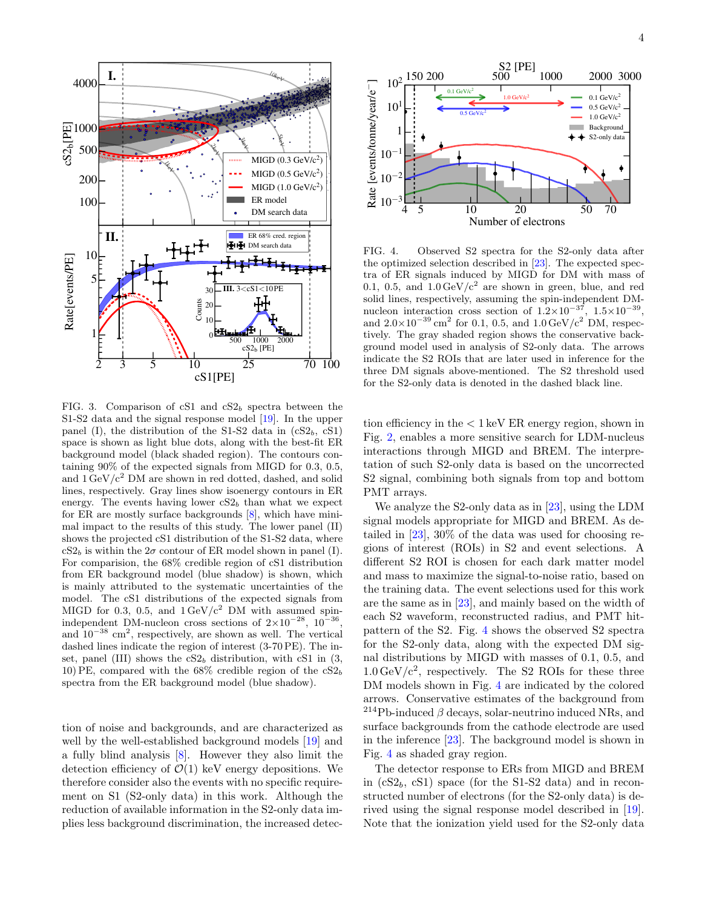FIG. 3. Comparison of cS1 and $cS2_b$ spectra between the S1-S2 data and the signal response model [19]. In the upper panel (I), the distribution of the S1-S2 data in ($cS2_b$, cS1) space is shown as light blue dots, along with the best-fit ER background model (black shaded region). The contours containing 90% of the expected signals from MIGD for 0.3, 0.5, and 1 GeV/$c^2$ DM are shown in red dotted, dashed, and solid lines, respectively. Gray lines show isoenergy contours in ER energy. The events having lower $cS2_b$ than what we expect for ER are mostly surface backgrounds [8], which have minimal impact to the results of this study. The lower panel (II) shows the projected cS1 distribution of the S1-S2 data, where $cS2_b$ is within the $2\sigma$ contour of ER model shown in panel (I). For comparision, the 68% credible region of cS1 distribution from ER background model (blue shadow) is shown, which is mainly attributed to the systematic uncertainties of the model. The cS1 distributions of the expected signals from MIGD for 0.3, 0.5, and 1 GeV/$c^2$ DM with assumed spin-independent DM-nucleon cross sections of $2\times10^{-28}$, $10^{-36}$, and $10^{-38}$ cm$^2$, respectively, are shown as well. The vertical dashed lines indicate the region of interest (3-70 PE). The inset, panel (III) shows the $cS2_b$ distribution, with cS1 in (3, 10) PE, compared with the 68% credible region of the $cS2_b$ spectra from the ER background model (blue shadow).

tion of noise and backgrounds, and are characterized as well by the well-established background models [19] and a fully blind analysis [8]. However they also limit the detection efficiency of $\mathcal{O}(1)$ keV energy depositions. We therefore consider also the events with no specific requirement on S1 (S2-only data) in this work. Although the reduction of available information in the S2-only data implies less background discrimination, the increased detection efficiency in the < 1 keV ER energy region, shown in Fig. 2, enables a more sensitive search for LDM-nucleus interactions through MIGD and BREM. The interpretation of such S2-only data is based on the uncorrected S2 signal, combining both signals from top and bottom PMT arrays.

FIG. 4. Observed S2 spectra for the S2-only data after the optimized selection described in [23]. The expected spectra of ER signals induced by MIGD for DM with mass of 0.1, 0.5, and 1.0 GeV/$c^2$ are shown in green, blue, and red solid lines, respectively, assuming the spin-independent DM-nucleon interaction cross section of $1.2\times10^{-37}$, $1.5\times10^{-39}$, and $2.0\times10^{-39}$ cm$^2$ for 0.1, 0.5, and 1.0 GeV/$c^2$ DM, respectively. The gray shaded region shows the conservative background model used in analysis of S2-only data. The arrows indicate the S2 ROIs that are later used in inference for the three DM signals above-mentioned. The S2 threshold used for the S2-only data is denoted in the dashed black line.

We analyze the S2-only data as in [23], using the LDM signal models appropriate for MIGD and BREM. As detailed in [23], 30% of the data was used for choosing regions of interest (ROIs) in S2 and event selections. A different S2 ROI is chosen for each dark matter model and mass to maximize the signal-to-noise ratio, based on the training data. The event selections used for this work are the same as in [23], and mainly based on the width of each S2 waveform, reconstructed radius, and PMT hit-pattern of the S2. Fig. 4 shows the observed S2 spectra for the S2-only data, along with the expected DM signal distributions by MIGD with masses of 0.1, 0.5, and 1.0 GeV/$c^2$, respectively. The S2 ROIs for these three DM models shown in Fig. 4 are indicated by the colored arrows. Conservative estimates of the background from $^{214}$Pb-induced $\beta$ decays, solar-neutrino induced NRs, and surface backgrounds from the cathode electrode are used in the inference [23]. The background model is shown in Fig. 4 as shaded gray region.

The detector response to ERs from MIGD and BREM in ($cS2_b$, cS1) space (for the S1-S2 data) and in reconstructed number of electrons (for the S2-only data) is derived using the signal response model described in [19]. Note that the ionization yield used for the S2-only data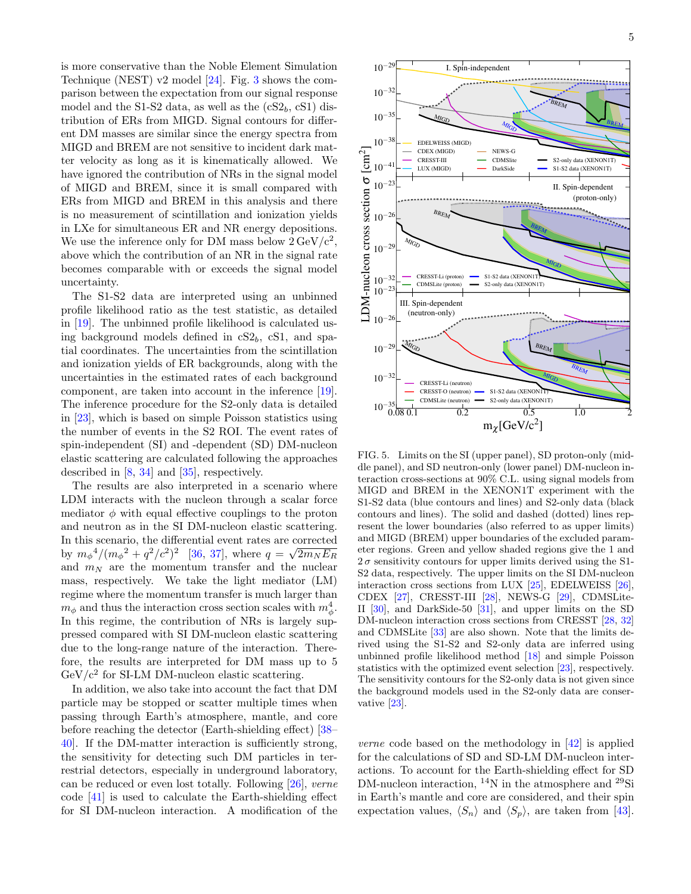is more conservative than the Noble Element Simulation Technique (NEST) v2 model [24]. Fig. 3 shows the comparison between the expectation from our signal response model and the S1-S2 data, as well as the ($cS2_b$, cS1) distribution of ERs from MIGD. Signal contours for different DM masses are similar since the energy spectra from MIGD and BREM are not sensitive to incident dark matter velocity as long as it is kinematically allowed. We have ignored the contribution of NRs in the signal model of MIGD and BREM, since it is small compared with ERs from MIGD and BREM in this analysis and there is no measurement of scintillation and ionization yields in LXe for simultaneous ER and NR energy depositions. We use the inference only for DM mass below 2 GeV/c$^2$, above which the contribution of an NR in the signal rate becomes comparable with or exceeds the signal model uncertainty.

The S1-S2 data are interpreted using an unbinned profile likelihood ratio as the test statistic, as detailed in [19]. The unbinned profile likelihood is calculated using background models defined in $cS2_b$, cS1, and spatial coordinates. The uncertainties from the scintillation and ionization yields of ER backgrounds, along with the uncertainties in the estimated rates of each background component, are taken into account in the inference [19]. The inference procedure for the S2-only data is detailed in [23], which is based on simple Poisson statistics using the number of events in the S2 ROI. The event rates of spin-independent (SI) and -dependent (SD) DM-nucleon elastic scattering are calculated following the approaches described in [8, 34] and [35], respectively.

The results are also interpreted in a scenario where LDM interacts with the nucleon through a scalar force mediator $\phi$ with equal effective couplings to the proton and neutron as in the SI DM-nucleon elastic scattering. In this scenario, the differential event rates are corrected by ${m_\phi}^4/({m_\phi}^2 + q^2/c^2)^2$ [36, 37], where $q = \sqrt{2 m_N E_R}$ and $m_N$ are the momentum transfer and the nuclear mass, respectively. We take the light mediator (LM) regime where the momentum transfer is much larger than $m_\phi$ and thus the interaction cross section scales with $m_\phi^4$. In this regime, the contribution of NRs is largely suppressed compared with SI DM-nucleon elastic scattering due to the long-range nature of the interaction. Therefore, the results are interpreted for DM mass up to 5 GeV/c$^2$ for SI-LM DM-nucleon elastic scattering.

In addition, we also take into account the fact that DM particle may be stopped or scatter multiple times when passing through Earth's atmosphere, mantle, and core before reaching the detector (Earth-shielding effect) [38–40]. If the DM-matter interaction is sufficiently strong, the sensitivity for detecting such DM particles in terrestrial detectors, especially in underground laboratory, can be reduced or even lost totally. Following [26], *verne* code [41] is used to calculate the Earth-shielding effect for SI DM-nucleon interaction. A modification of the *verne* code based on the methodology in [42] is applied for the calculations of SD and SD-LM DM-nucleon interactions. To account for the Earth-shielding effect for SD DM-nucleon interaction, $^{14}$N in the atmosphere and $^{29}$Si in Earth's mantle and core are considered, and their spin expectation values, $\langle S_n \rangle$ and $\langle S_p \rangle$, are taken from [43].

FIG. 5. Limits on the SI (upper panel), SD proton-only (middle panel), and SD neutron-only (lower panel) DM-nucleon interaction cross-sections at 90% C.L. using signal models from MIGD and BREM in the XENON1T experiment with the S1-S2 data (blue contours and lines) and S2-only data (black contours and lines). The solid and dashed (dotted) lines represent the lower boundaries (also referred to as upper limits) and MIGD (BREM) upper boundaries of the excluded parameter regions. Green and yellow shaded regions give the 1 and 2 $\sigma$ sensitivity contours for upper limits derived using the S1-S2 data, respectively. The upper limits on the SI DM-nucleon interaction cross sections from LUX [25], EDELWEISS [26], CDEX [27], CRESST-III [28], NEWS-G [29], CDMSLite-II [30], and DarkSide-50 [31], and upper limits on the SD DM-nucleon interaction cross sections from CRESST [28, 32] and CDMSLite [33] are also shown. Note that the limits derived using the S1-S2 and S2-only data are inferred using unbinned profile likelihood method [18] and simple Poisson statistics with the optimized event selection [23], respectively. The sensitivity contours for the S2-only data is not given since the background models used in the S2-only data are conservative [23].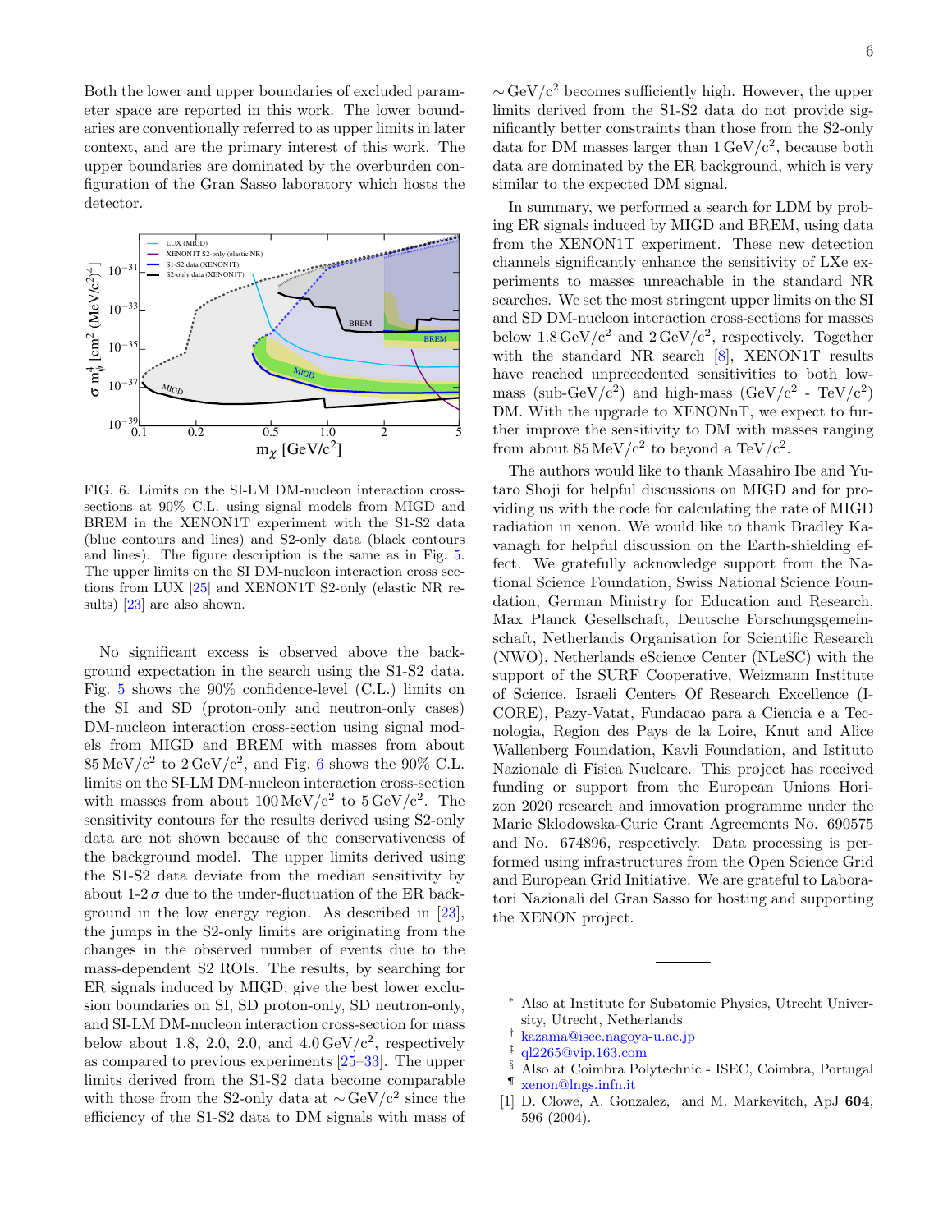Both the lower and upper boundaries of excluded parameter space are reported in this work. The lower boundaries are conventionally referred to as upper limits in later context, and are the primary interest of this work. The upper boundaries are dominated by the overburden configuration of the Gran Sasso laboratory which hosts the detector.

FIG. 6. Limits on the SI-LM DM-nucleon interaction cross-sections at 90% C.L. using signal models from MIGD and BREM in the XENON1T experiment with the S1-S2 data (blue contours and lines) and S2-only data (black contours and lines). The figure description is the same as in Fig. 5. The upper limits on the SI DM-nucleon interaction cross sections from LUX [25] and XENON1T S2-only (elastic NR results) [23] are also shown.

No significant excess is observed above the background expectation in the search using the S1-S2 data. Fig. 5 shows the 90% confidence-level (C.L.) limits on the SI and SD (proton-only and neutron-only cases) DM-nucleon interaction cross-section using signal models from MIGD and BREM with masses from about $85\,\mathrm{MeV/c^2}$ to $2\,\mathrm{GeV/c^2}$, and Fig. 6 shows the 90% C.L. limits on the SI-LM DM-nucleon interaction cross-section with masses from about $100\,\mathrm{MeV/c^2}$ to $5\,\mathrm{GeV/c^2}$. The sensitivity contours for the results derived using S2-only data are not shown because of the conservativeness of the background model. The upper limits derived using the S1-S2 data deviate from the median sensitivity by about 1-2 $\sigma$ due to the under-fluctuation of the ER background in the low energy region. As described in [23], the jumps in the S2-only limits are originating from the changes in the observed number of events due to the mass-dependent S2 ROIs. The results, by searching for ER signals induced by MIGD, give the best lower exclusion boundaries on SI, SD proton-only, SD neutron-only, and SI-LM DM-nucleon interaction cross-section for mass below about 1.8, 2.0, 2.0, and $4.0\,\mathrm{GeV/c^2}$, respectively as compared to previous experiments [25–33]. The upper limits derived from the S1-S2 data become comparable with those from the S2-only data at $\sim\mathrm{GeV/c^2}$ since the efficiency of the S1-S2 data to DM signals with mass of $\sim\mathrm{GeV/c^2}$ becomes sufficiently high. However, the upper limits derived from the S1-S2 data do not provide significantly better constraints than those from the S2-only data for DM masses larger than $1\,\mathrm{GeV/c^2}$, because both data are dominated by the ER background, which is very similar to the expected DM signal.

In summary, we performed a search for LDM by probing ER signals induced by MIGD and BREM, using data from the XENON1T experiment. These new detection channels significantly enhance the sensitivity of LXe experiments to masses unreachable in the standard NR searches. We set the most stringent upper limits on the SI and SD DM-nucleon interaction cross-sections for masses below $1.8\,\mathrm{GeV/c^2}$ and $2\,\mathrm{GeV/c^2}$, respectively. Together with the standard NR search [8], XENON1T results have reached unprecedented sensitivities to both low-mass (sub-$\mathrm{GeV/c^2}$) and high-mass ($\mathrm{GeV/c^2}$ - $\mathrm{TeV/c^2}$) DM. With the upgrade to XENONnT, we expect to further improve the sensitivity to DM with masses ranging from about $85\,\mathrm{MeV/c^2}$ to beyond a $\mathrm{TeV/c^2}$.

The authors would like to thank Masahiro Ibe and Yutaro Shoji for helpful discussions on MIGD and for providing us with the code for calculating the rate of MIGD radiation in xenon. We would like to thank Bradley Kavanagh for helpful discussion on the Earth-shielding effect. We gratefully acknowledge support from the National Science Foundation, Swiss National Science Foundation, German Ministry for Education and Research, Max Planck Gesellschaft, Deutsche Forschungsgemeinschaft, Netherlands Organisation for Scientific Research (NWO), Netherlands eScience Center (NLeSC) with the support of the SURF Cooperative, Weizmann Institute of Science, Israeli Centers Of Research Excellence (I-CORE), Pazy-Vatat, Fundacao para a Ciencia e a Tecnologia, Region des Pays de la Loire, Knut and Alice Wallenberg Foundation, Kavli Foundation, and Istituto Nazionale di Fisica Nucleare. This project has received funding or support from the European Unions Horizon 2020 research and innovation programme under the Marie Sklodowska-Curie Grant Agreements No. 690575 and No. 674896, respectively. Data processing is performed using infrastructures from the Open Science Grid and European Grid Initiative. We are grateful to Laboratori Nazionali del Gran Sasso for hosting and supporting the XENON project.

---

* Also at Institute for Subatomic Physics, Utrecht University, Utrecht, Netherlands

† kazama@isee.nagoya-u.ac.jp

‡ ql2265@vip.163.com

§ Also at Coimbra Polytechnic - ISEC, Coimbra, Portugal

¶ xenon@lngs.infn.it

[1] D. Clowe, A. Gonzalez, and M. Markevitch, ApJ **604**, 596 (2004).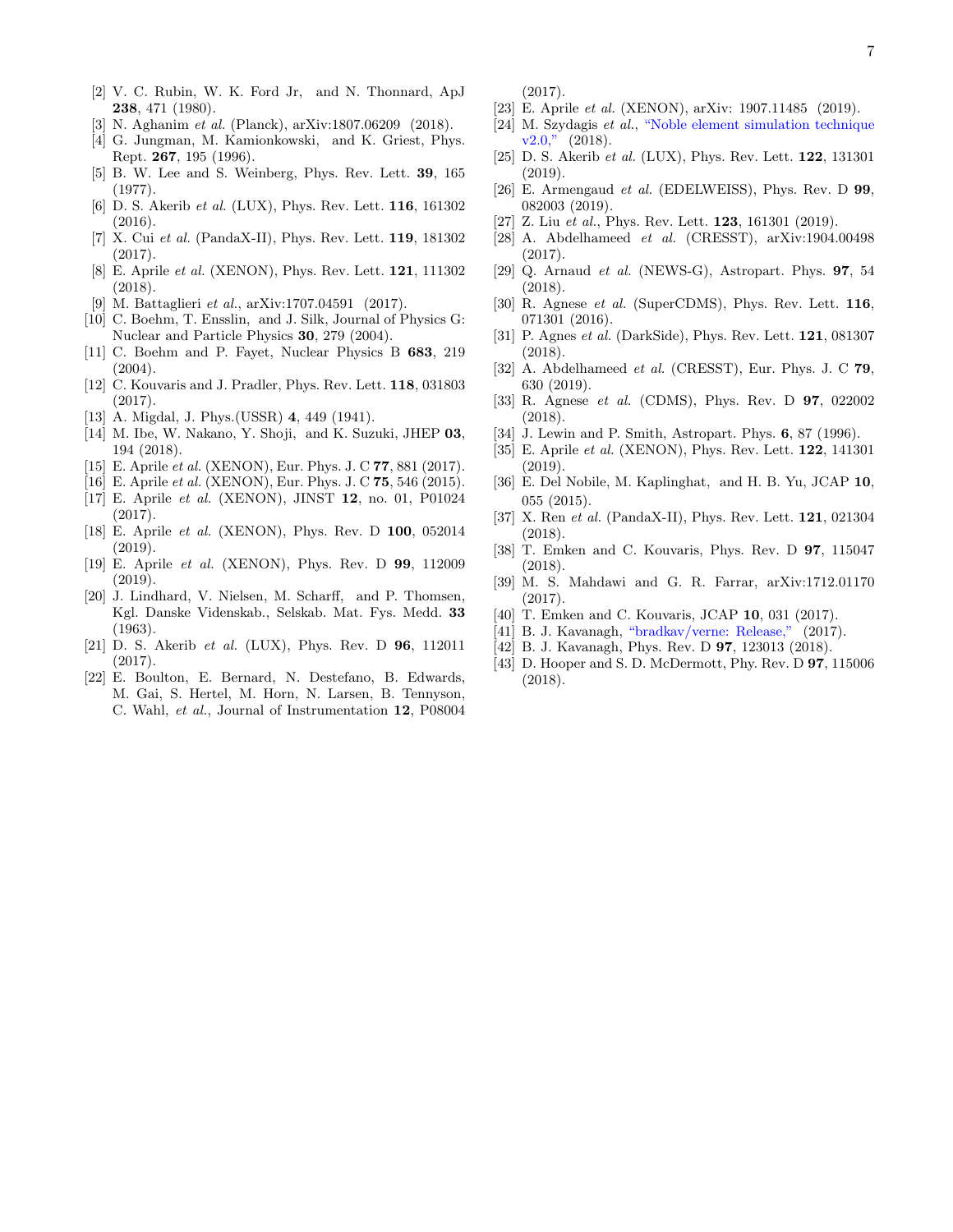[2] V. C. Rubin, W. K. Ford Jr, and N. Thonnard, ApJ **238**, 471 (1980).
[3] N. Aghanim *et al.* (Planck), arXiv:1807.06209 (2018).
[4] G. Jungman, M. Kamionkowski, and K. Griest, Phys. Rept. **267**, 195 (1996).
[5] B. W. Lee and S. Weinberg, Phys. Rev. Lett. **39**, 165 (1977).
[6] D. S. Akerib *et al.* (LUX), Phys. Rev. Lett. **116**, 161302 (2016).
[7] X. Cui *et al.* (PandaX-II), Phys. Rev. Lett. **119**, 181302 (2017).
[8] E. Aprile *et al.* (XENON), Phys. Rev. Lett. **121**, 111302 (2018).
[9] M. Battaglieri *et al.*, arXiv:1707.04591 (2017).
[10] C. Boehm, T. Ensslin, and J. Silk, Journal of Physics G: Nuclear and Particle Physics **30**, 279 (2004).
[11] C. Boehm and P. Fayet, Nuclear Physics B **683**, 219 (2004).
[12] C. Kouvaris and J. Pradler, Phys. Rev. Lett. **118**, 031803 (2017).
[13] A. Migdal, J. Phys.(USSR) **4**, 449 (1941).
[14] M. Ibe, W. Nakano, Y. Shoji, and K. Suzuki, JHEP **03**, 194 (2018).
[15] E. Aprile *et al.* (XENON), Eur. Phys. J. C **77**, 881 (2017).
[16] E. Aprile *et al.* (XENON), Eur. Phys. J. C **75**, 546 (2015).
[17] E. Aprile *et al.* (XENON), JINST **12**, no. 01, P01024 (2017).
[18] E. Aprile *et al.* (XENON), Phys. Rev. D **100**, 052014 (2019).
[19] E. Aprile *et al.* (XENON), Phys. Rev. D **99**, 112009 (2019).
[20] J. Lindhard, V. Nielsen, M. Scharff, and P. Thomsen, Kgl. Danske Videnskab., Selskab. Mat. Fys. Medd. **33** (1963).
[21] D. S. Akerib *et al.* (LUX), Phys. Rev. D **96**, 112011 (2017).
[22] E. Boulton, E. Bernard, N. Destefano, B. Edwards, M. Gai, S. Hertel, M. Horn, N. Larsen, B. Tennyson, C. Wahl, *et al.*, Journal of Instrumentation **12**, P08004 (2017).
[23] E. Aprile *et al.* (XENON), arXiv: 1907.11485 (2019).
[24] M. Szydagis *et al.*, "Noble element simulation technique v2.0," (2018).
[25] D. S. Akerib *et al.* (LUX), Phys. Rev. Lett. **122**, 131301 (2019).
[26] E. Armengaud *et al.* (EDELWEISS), Phys. Rev. D **99**, 082003 (2019).
[27] Z. Liu *et al.*, Phys. Rev. Lett. **123**, 161301 (2019).
[28] A. Abdelhameed *et al.* (CRESST), arXiv:1904.00498 (2017).
[29] Q. Arnaud *et al.* (NEWS-G), Astropart. Phys. **97**, 54 (2018).
[30] R. Agnese *et al.* (SuperCDMS), Phys. Rev. Lett. **116**, 071301 (2016).
[31] P. Agnes *et al.* (DarkSide), Phys. Rev. Lett. **121**, 081307 (2018).
[32] A. Abdelhameed *et al.* (CRESST), Eur. Phys. J. C **79**, 630 (2019).
[33] R. Agnese *et al.* (CDMS), Phys. Rev. D **97**, 022002 (2018).
[34] J. Lewin and P. Smith, Astropart. Phys. **6**, 87 (1996).
[35] E. Aprile *et al.* (XENON), Phys. Rev. Lett. **122**, 141301 (2019).
[36] E. Del Nobile, M. Kaplinghat, and H. B. Yu, JCAP **10**, 055 (2015).
[37] X. Ren *et al.* (PandaX-II), Phys. Rev. Lett. **121**, 021304 (2018).
[38] T. Emken and C. Kouvaris, Phys. Rev. D **97**, 115047 (2018).
[39] M. S. Mahdawi and G. R. Farrar, arXiv:1712.01170 (2017).
[40] T. Emken and C. Kouvaris, JCAP **10**, 031 (2017).
[41] B. J. Kavanagh, "bradkav/verne: Release," (2017).
[42] B. J. Kavanagh, Phys. Rev. D **97**, 123013 (2018).
[43] D. Hooper and S. D. McDermott, Phy. Rev. D **97**, 115006 (2018).